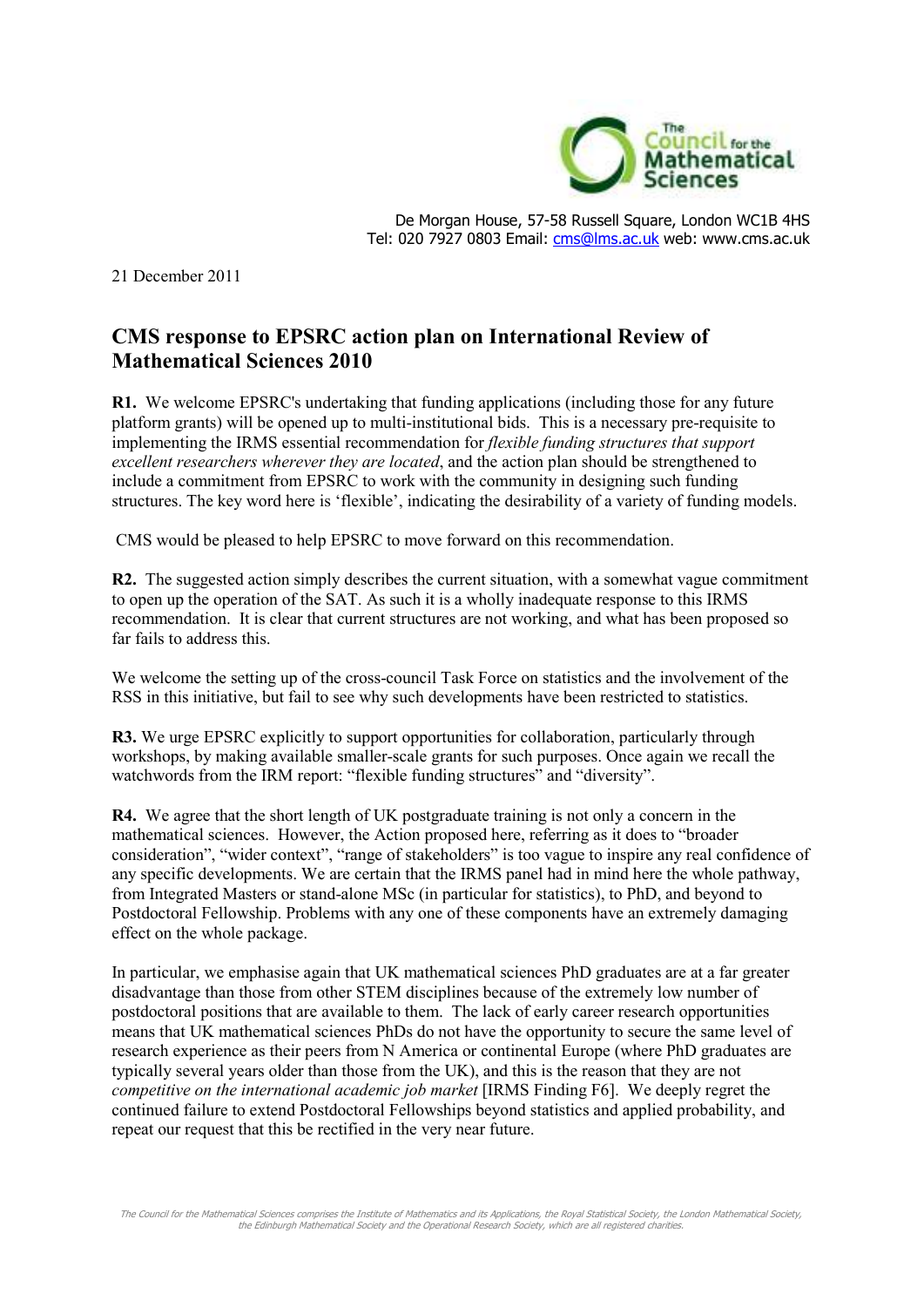The Council for the Mathematical Sciences

De Morgan House, 57-58 Russell Square, London WC1B 4HS
Tel: 020 7927 0803 Email: cms@lms.ac.uk web: www.cms.ac.uk

21 December 2011

# CMS response to EPSRC action plan on International Review of Mathematical Sciences 2010

**R1.** We welcome EPSRC's undertaking that funding applications (including those for any future platform grants) will be opened up to multi-institutional bids. This is a necessary pre-requisite to implementing the IRMS essential recommendation for *flexible funding structures that support excellent researchers wherever they are located*, and the action plan should be strengthened to include a commitment from EPSRC to work with the community in designing such funding structures. The key word here is 'flexible', indicating the desirability of a variety of funding models.

CMS would be pleased to help EPSRC to move forward on this recommendation.

**R2.** The suggested action simply describes the current situation, with a somewhat vague commitment to open up the operation of the SAT. As such it is a wholly inadequate response to this IRMS recommendation. It is clear that current structures are not working, and what has been proposed so far fails to address this.

We welcome the setting up of the cross-council Task Force on statistics and the involvement of the RSS in this initiative, but fail to see why such developments have been restricted to statistics.

**R3.** We urge EPSRC explicitly to support opportunities for collaboration, particularly through workshops, by making available smaller-scale grants for such purposes. Once again we recall the watchwords from the IRM report: "flexible funding structures" and "diversity".

**R4.** We agree that the short length of UK postgraduate training is not only a concern in the mathematical sciences. However, the Action proposed here, referring as it does to "broader consideration", "wider context", "range of stakeholders" is too vague to inspire any real confidence of any specific developments. We are certain that the IRMS panel had in mind here the whole pathway, from Integrated Masters or stand-alone MSc (in particular for statistics), to PhD, and beyond to Postdoctoral Fellowship. Problems with any one of these components have an extremely damaging effect on the whole package.

In particular, we emphasise again that UK mathematical sciences PhD graduates are at a far greater disadvantage than those from other STEM disciplines because of the extremely low number of postdoctoral positions that are available to them. The lack of early career research opportunities means that UK mathematical sciences PhDs do not have the opportunity to secure the same level of research experience as their peers from N America or continental Europe (where PhD graduates are typically several years older than those from the UK), and this is the reason that they are not *competitive on the international academic job market* [IRMS Finding F6]. We deeply regret the continued failure to extend Postdoctoral Fellowships beyond statistics and applied probability, and repeat our request that this be rectified in the very near future.

*The Council for the Mathematical Sciences comprises the Institute of Mathematics and its Applications, the Royal Statistical Society, the London Mathematical Society, the Edinburgh Mathematical Society and the Operational Research Society, which are all registered charities.*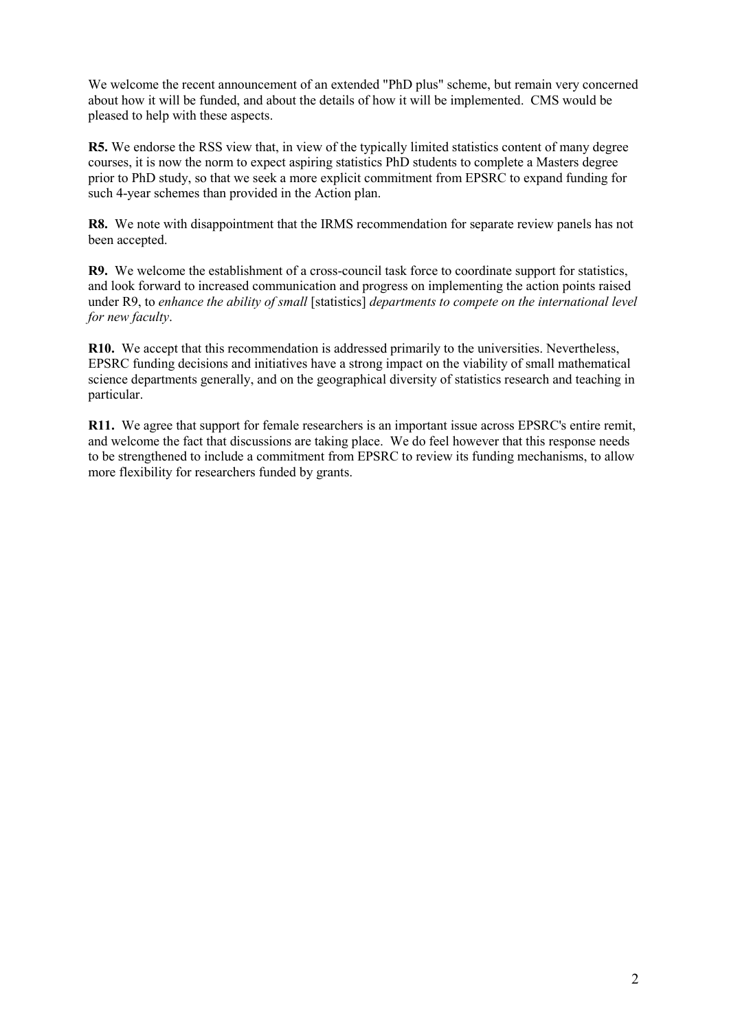We welcome the recent announcement of an extended "PhD plus" scheme, but remain very concerned about how it will be funded, and about the details of how it will be implemented. CMS would be pleased to help with these aspects.

**R5.** We endorse the RSS view that, in view of the typically limited statistics content of many degree courses, it is now the norm to expect aspiring statistics PhD students to complete a Masters degree prior to PhD study, so that we seek a more explicit commitment from EPSRC to expand funding for such 4-year schemes than provided in the Action plan.

**R8.** We note with disappointment that the IRMS recommendation for separate review panels has not been accepted.

**R9.** We welcome the establishment of a cross-council task force to coordinate support for statistics, and look forward to increased communication and progress on implementing the action points raised under R9, to *enhance the ability of small* [statistics] *departments to compete on the international level for new faculty*.

**R10.** We accept that this recommendation is addressed primarily to the universities. Nevertheless, EPSRC funding decisions and initiatives have a strong impact on the viability of small mathematical science departments generally, and on the geographical diversity of statistics research and teaching in particular.

**R11.** We agree that support for female researchers is an important issue across EPSRC's entire remit, and welcome the fact that discussions are taking place. We do feel however that this response needs to be strengthened to include a commitment from EPSRC to review its funding mechanisms, to allow more flexibility for researchers funded by grants.